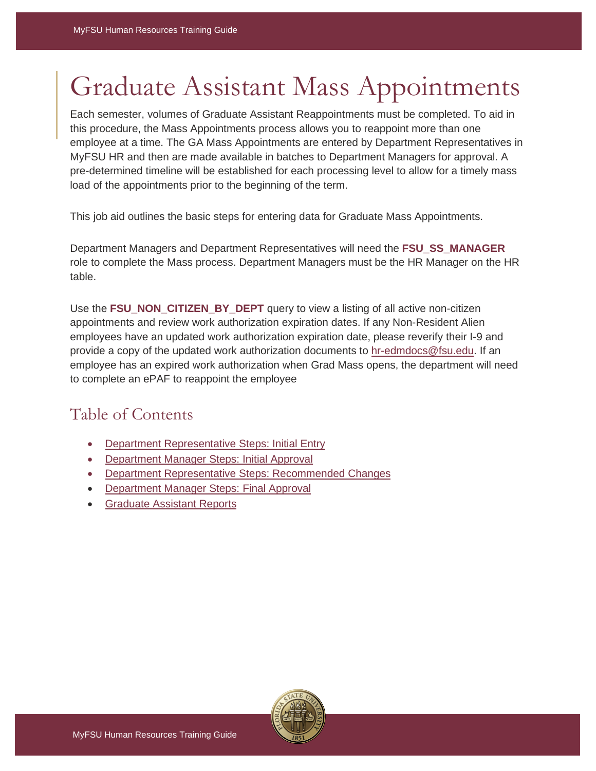# Graduate Assistant Mass Appointments

Each semester, volumes of Graduate Assistant Reappointments must be completed. To aid in this procedure, the Mass Appointments process allows you to reappoint more than one employee at a time. The GA Mass Appointments are entered by Department Representatives in MyFSU HR and then are made available in batches to Department Managers for approval. A pre-determined timeline will be established for each processing level to allow for a timely mass load of the appointments prior to the beginning of the term.

This job aid outlines the basic steps for entering data for Graduate Mass Appointments.

Department Managers and Department Representatives will need the **FSU_SS_MANAGER** role to complete the Mass process. Department Managers must be the HR Manager on the HR table.

Use the **FSU_NON_CITIZEN_BY_DEPT** query to view a listing of all active non-citizen appointments and review work authorization expiration dates. If any Non-Resident Alien employees have an updated work authorization expiration date, please reverify their I-9 and provide a copy of the updated work authorization documents to hr-edmdocs@fsu.edu. If an employee has an expired work authorization when Grad Mass opens, the department will need to complete an ePAF to reappoint the employee

## Table of Contents

- Department Representative Steps: Initial Entry
- Department Manager Steps: Initial Approval
- Department Representative Steps: Recommended Changes
- Department Manager Steps: Final Approval
- Graduate Assistant Reports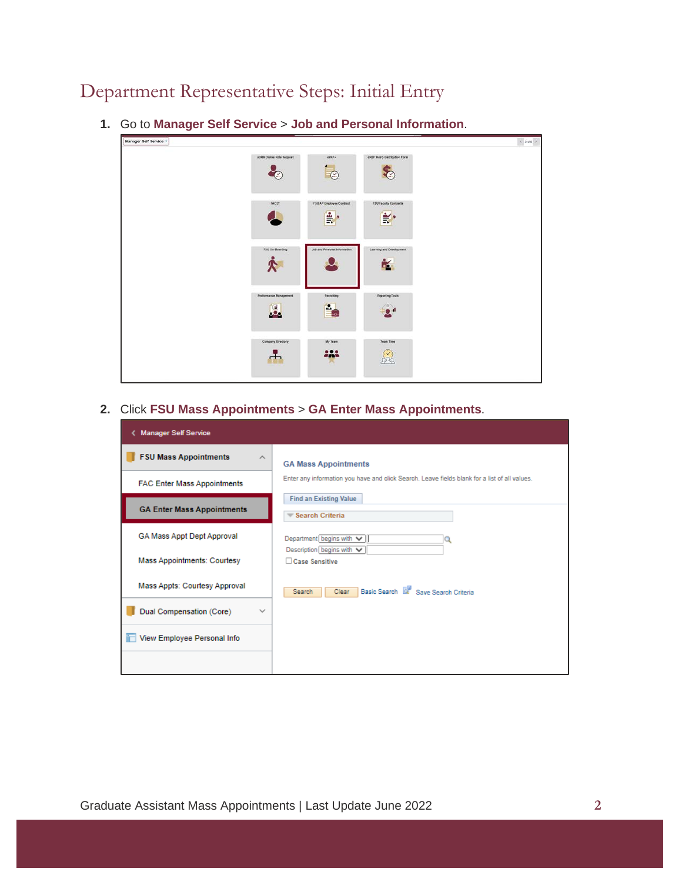# Department Representative Steps: Initial Entry

1. Go to **Manager Self Service** > **Job and Personal Information**.

2. Click **FSU Mass Appointments** > **GA Enter Mass Appointments**.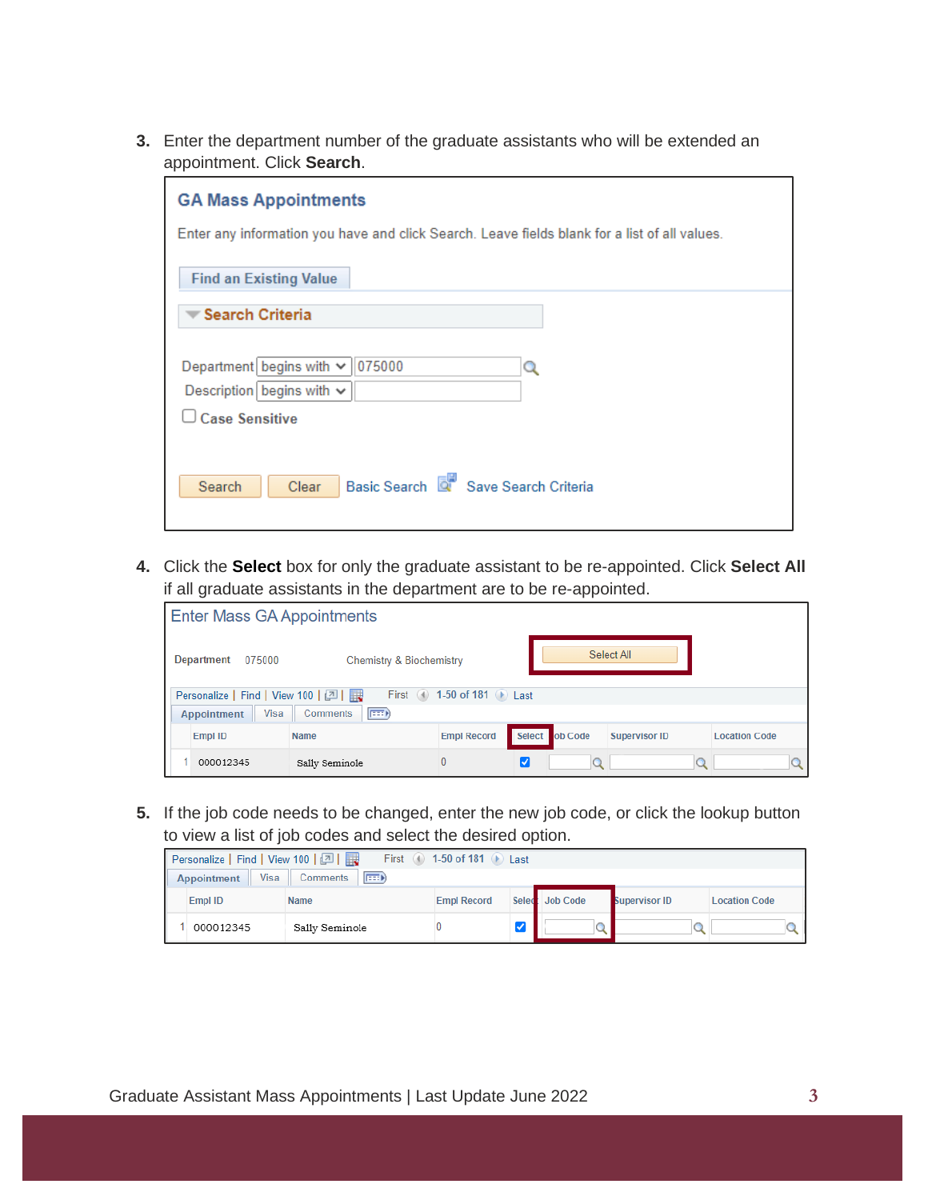3. Enter the department number of the graduate assistants who will be extended an appointment. Click **Search**.

   **GA Mass Appointments**

   Enter any information you have and click Search. Leave fields blank for a list of all values.

   Find an Existing Value

   Search Criteria

   | | | |
   |---|---|---|
   | Department | begins with | 075000 |
   | Description | begins with | |

   ☐ Case Sensitive

   Search | Clear | Basic Search | Save Search Criteria

4. Click the **Select** box for only the graduate assistant to be re-appointed. Click **Select All** if all graduate assistants in the department are to be re-appointed.

   Enter Mass GA Appointments

   Department 075000 Chemistry & Biochemistry

   Select All

   Personalize | Find | View 100 | First 1-50 of 181 Last

   Appointment | Visa | Comments

   | | Empl ID | Name | Empl Record | Select | Job Code | Supervisor ID | Location Code |
   |---|---|---|---|---|---|---|---|
   | 1 | 000012345 | Sally Seminole | 0 | ☑ | | | |

5. If the job code needs to be changed, enter the new job code, or click the lookup button to view a list of job codes and select the desired option.

   Personalize | Find | View 100 | First 1-50 of 181 Last

   Appointment | Visa | Comments

   | | Empl ID | Name | Empl Record | Select | Job Code | Supervisor ID | Location Code |
   |---|---|---|---|---|---|---|---|
   | 1 | 000012345 | Sally Seminole | 0 | ☑ | | | |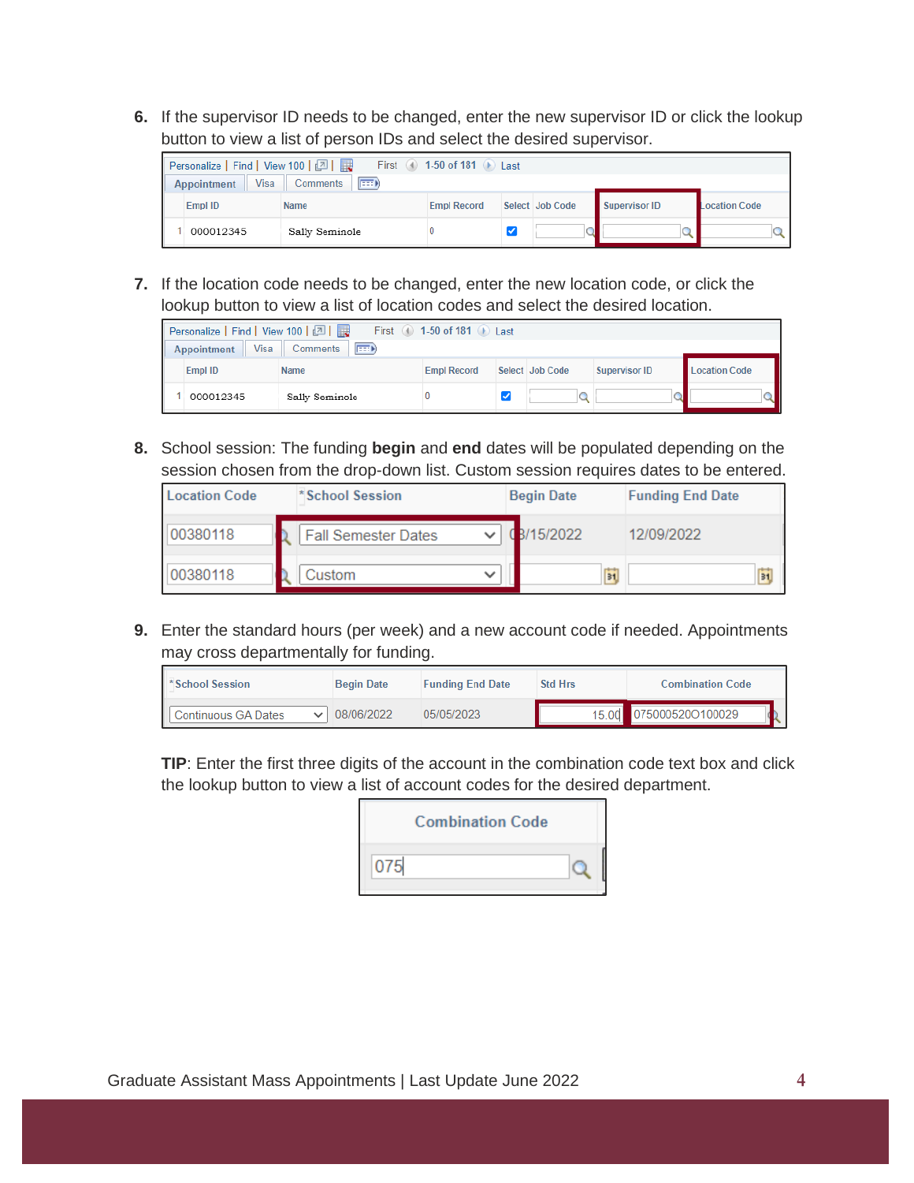6. If the supervisor ID needs to be changed, enter the new supervisor ID or click the lookup button to view a list of person IDs and select the desired supervisor.

| | Empl ID | Name | Empl Record | Select | Job Code | Supervisor ID | Location Code |
|---|---|---|---|---|---|---|---|
| 1 | 000012345 | Sally Seminole | 0 | ☑ | | | |

7. If the location code needs to be changed, enter the new location code, or click the lookup button to view a list of location codes and select the desired location.

| | Empl ID | Name | Empl Record | Select | Job Code | Supervisor ID | Location Code |
|---|---|---|---|---|---|---|---|
| 1 | 000012345 | Sally Seminole | 0 | ☑ | | | |

8. School session: The funding **begin** and **end** dates will be populated depending on the session chosen from the drop-down list. Custom session requires dates to be entered.

| Location Code | *School Session | Begin Date | Funding End Date |
|---|---|---|---|
| 00380118 | Fall Semester Dates | 08/15/2022 | 12/09/2022 |
| 00380118 | Custom | | |

9. Enter the standard hours (per week) and a new account code if needed. Appointments may cross departmentally for funding.

| *School Session | Begin Date | Funding End Date | Std Hrs | Combination Code |
|---|---|---|---|---|
| Continuous GA Dates | 08/06/2022 | 05/05/2023 | 15.00 | 075000520O100029 |

**TIP**: Enter the first three digits of the account in the combination code text box and click the lookup button to view a list of account codes for the desired department.

| Combination Code |
|---|
| 075 |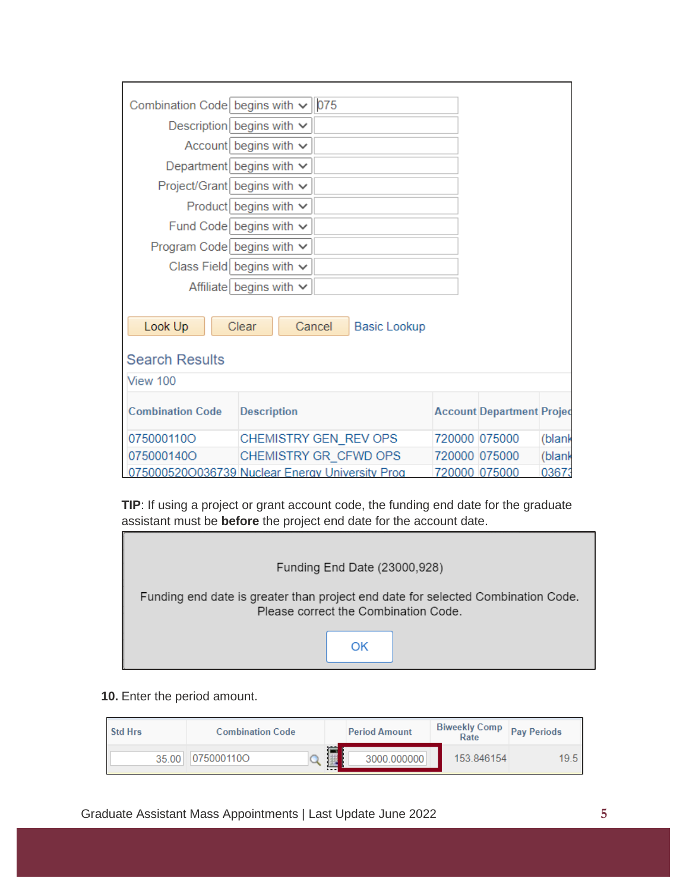| Combination Code | begins with | 075 |
|---|---|---|
| Description | begins with | |
| Account | begins with | |
| Department | begins with | |
| Project/Grant | begins with | |
| Product | begins with | |
| Fund Code | begins with | |
| Program Code | begins with | |
| Class Field | begins with | |
| Affiliate | begins with | |

Look Up | Clear | Cancel | Basic Lookup

Search Results

View 100

| Combination Code | Description | Account | Department | Projec |
|---|---|---|---|---|
| 075000110O | CHEMISTRY GEN_REV OPS | 720000 | 075000 | (blank |
| 075000140O | CHEMISTRY GR_CFWD OPS | 720000 | 075000 | (blank |
| 075000520O036739 | Nuclear Energy University Prog | 720000 | 075000 | 03673 |

**TIP**: If using a project or grant account code, the funding end date for the graduate assistant must be **before** the project end date for the account date.

Funding End Date (23000,928)

Funding end date is greater than project end date for selected Combination Code. Please correct the Combination Code.

OK

**10.** Enter the period amount.

| Std Hrs | Combination Code | Period Amount | Biweekly Comp Rate | Pay Periods |
|---|---|---|---|---|
| 35.00 | 075000110O | 3000.000000 | 153.846154 | 19.5 |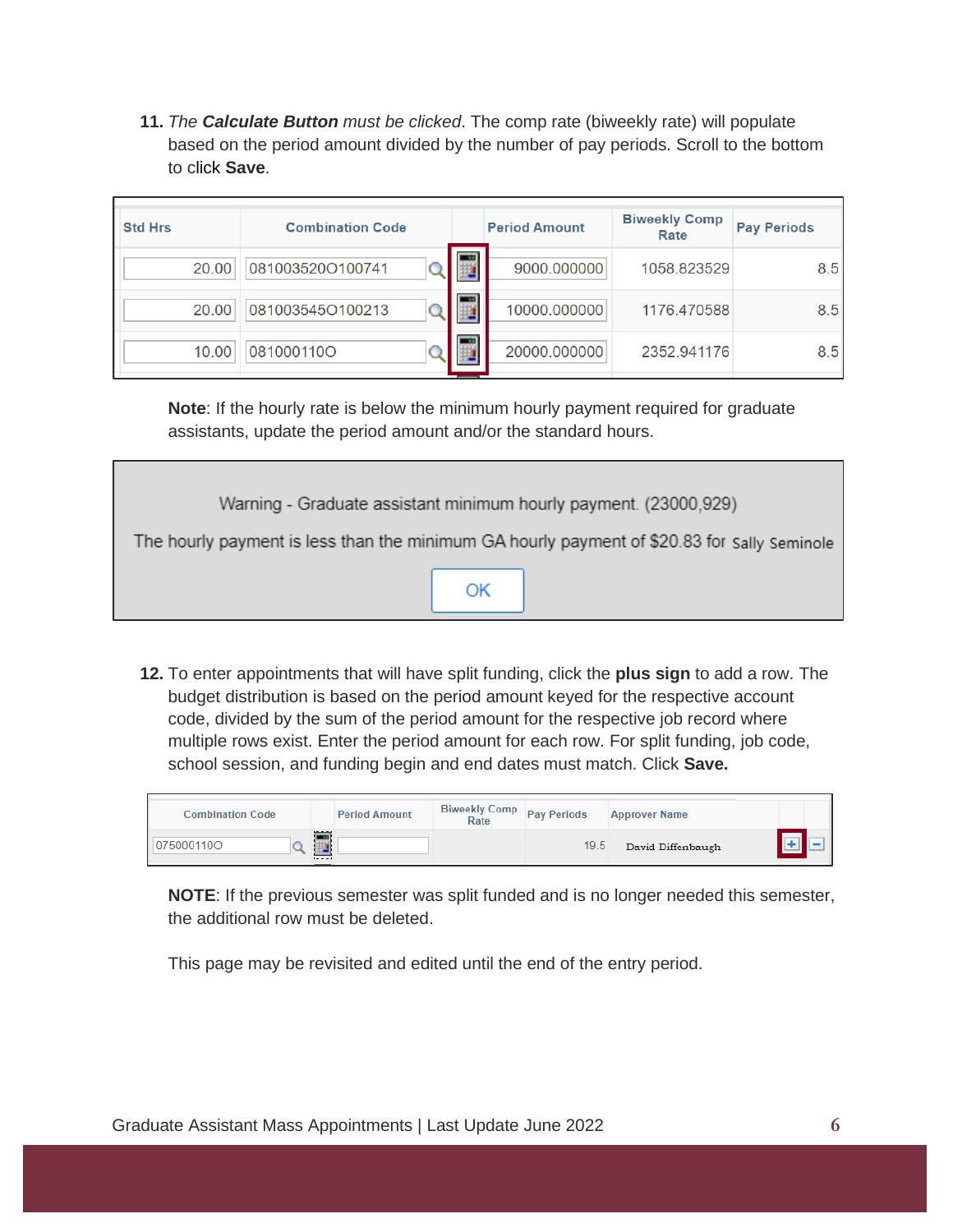**11.** *The **Calculate Button** must be clicked*. The comp rate (biweekly rate) will populate based on the period amount divided by the number of pay periods. Scroll to the bottom to click **Save**.

| Std Hrs | Combination Code | | Period Amount | Biweekly Comp Rate | Pay Periods |
|---|---|---|---|---|---|
| 20.00 | 081003520O100741 | | 9000.000000 | 1058.823529 | 8.5 |
| 20.00 | 081003545O100213 | | 10000.000000 | 1176.470588 | 8.5 |
| 10.00 | 081000110O | | 20000.000000 | 2352.941176 | 8.5 |

**Note**: If the hourly rate is below the minimum hourly payment required for graduate assistants, update the period amount and/or the standard hours.

> Warning - Graduate assistant minimum hourly payment. (23000,929)
>
> The hourly payment is less than the minimum GA hourly payment of $20.83 for Sally Seminole
>
> OK

**12.** To enter appointments that will have split funding, click the **plus sign** to add a row. The budget distribution is based on the period amount keyed for the respective account code, divided by the sum of the period amount for the respective job record where multiple rows exist. Enter the period amount for each row. For split funding, job code, school session, and funding begin and end dates must match. Click **Save.**

| Combination Code | | Period Amount | Biweekly Comp Rate | Pay Periods | Approver Name | | |
|---|---|---|---|---|---|---|---|
| 075000110O | | | | 19.5 | David Diffenbaugh | + | − |

**NOTE**: If the previous semester was split funded and is no longer needed this semester, the additional row must be deleted.

This page may be revisited and edited until the end of the entry period.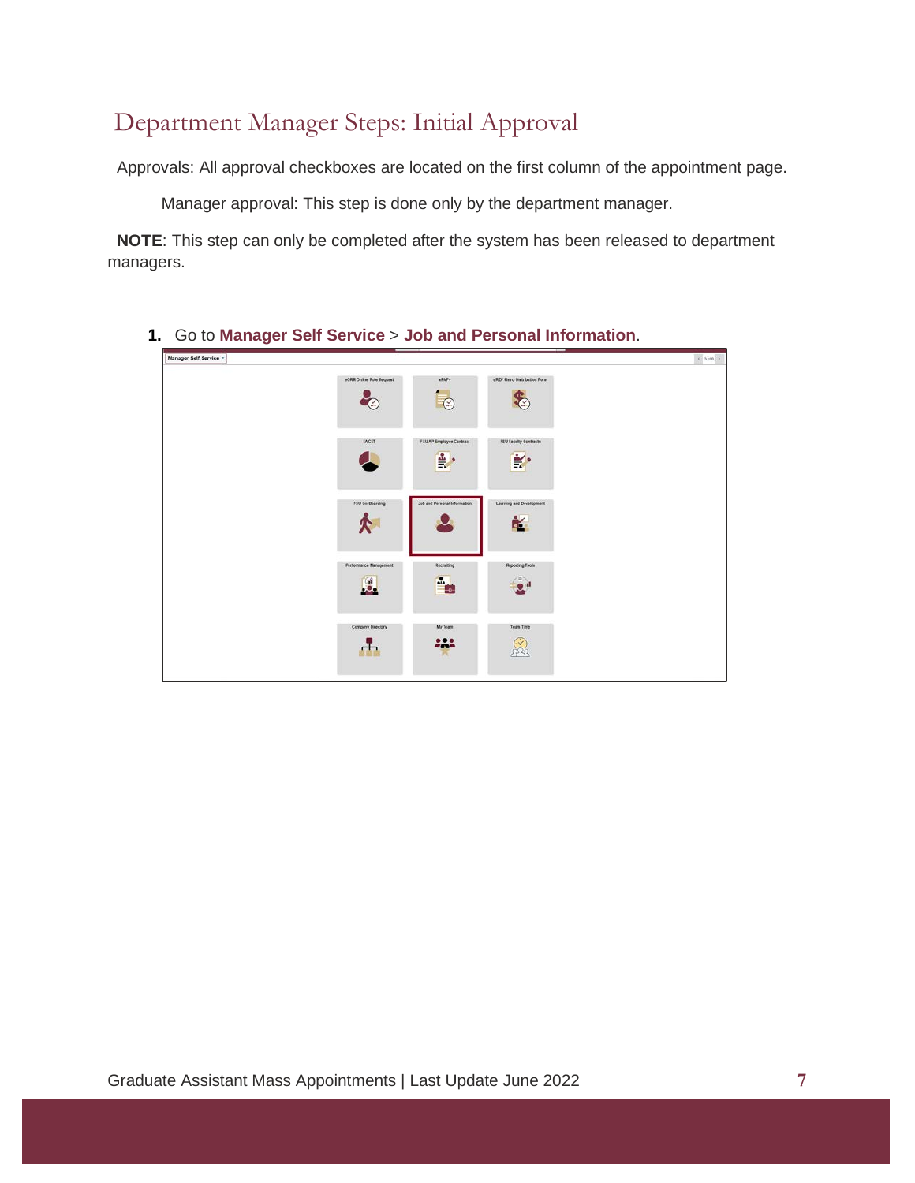# Department Manager Steps: Initial Approval

Approvals: All approval checkboxes are located on the first column of the appointment page.

Manager approval: This step is done only by the department manager.

**NOTE**: This step can only be completed after the system has been released to department managers.

1. Go to **Manager Self Service** > **Job and Personal Information**.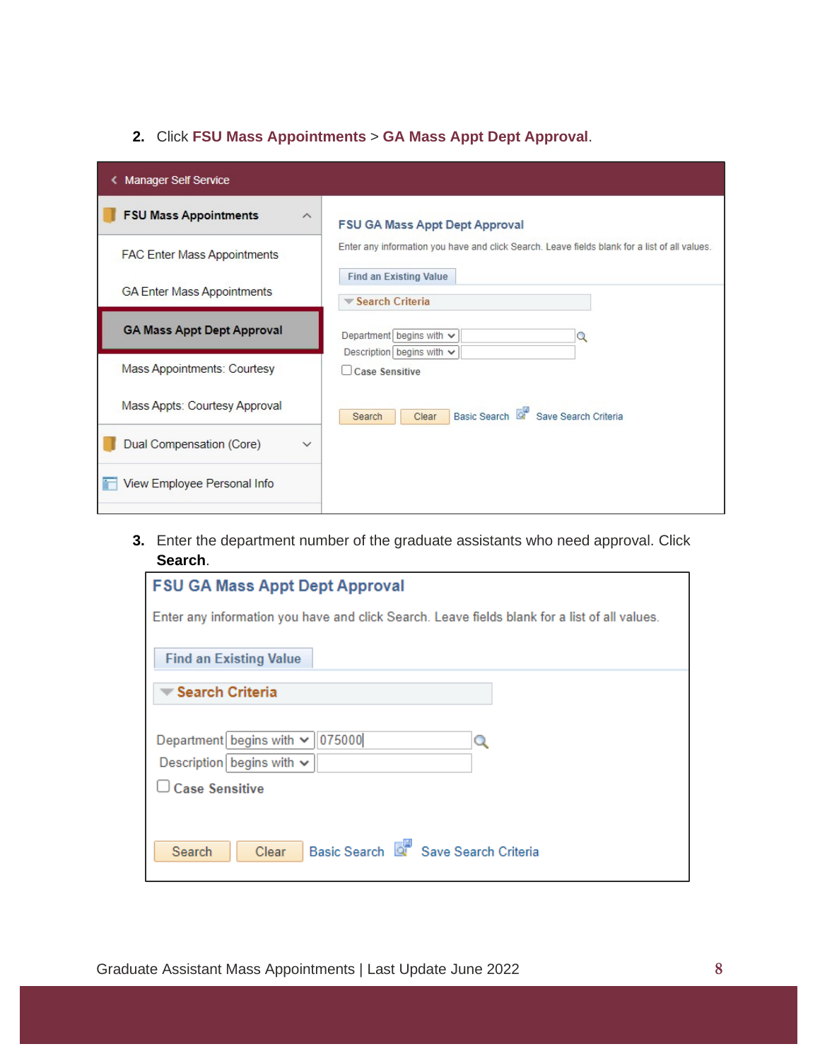2. Click **FSU Mass Appointments** > **GA Mass Appt Dept Approval**.

3. Enter the department number of the graduate assistants who need approval. Click **Search**.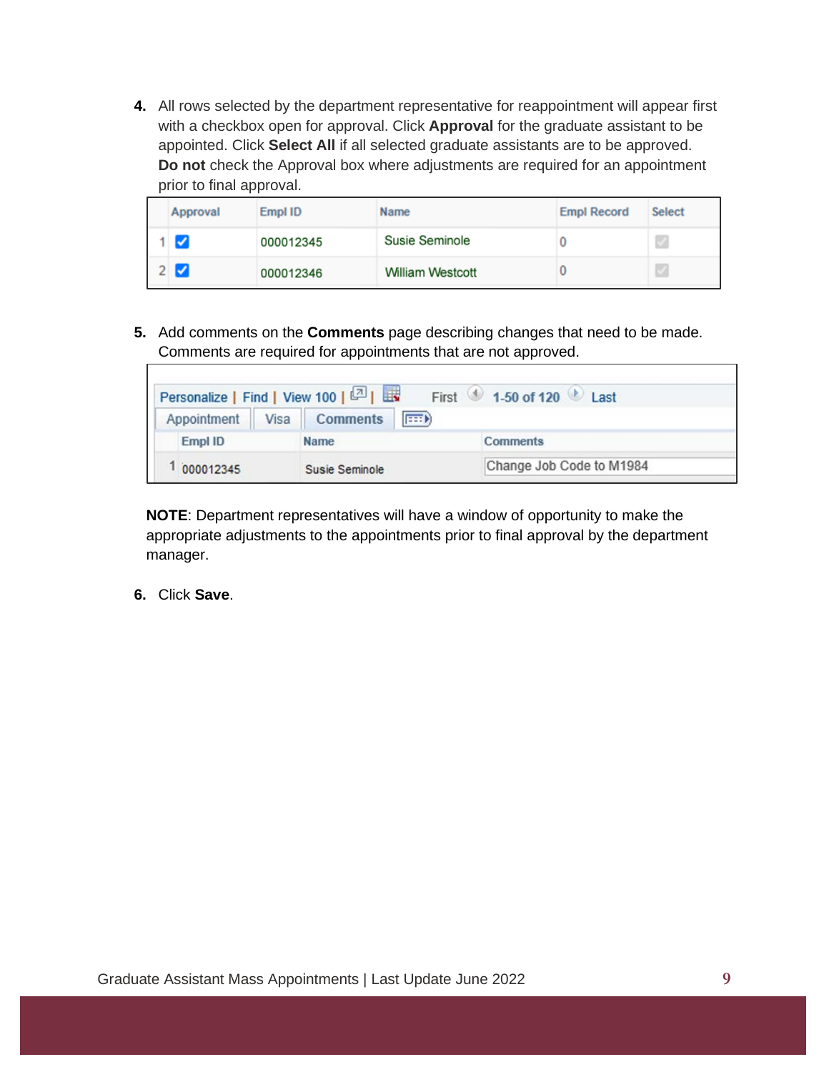4. All rows selected by the department representative for reappointment will appear first with a checkbox open for approval. Click **Approval** for the graduate assistant to be appointed. Click **Select All** if all selected graduate assistants are to be approved. **Do not** check the Approval box where adjustments are required for an appointment prior to final approval.

| | Approval | Empl ID | Name | Empl Record | Select |
|---|---|---|---|---|---|
| 1 | ☑ | 000012345 | Susie Seminole | 0 | ☑ |
| 2 | ☑ | 000012346 | William Westcott | 0 | ☑ |

5. Add comments on the **Comments** page describing changes that need to be made. Comments are required for appointments that are not approved.

Personalize | Find | View 100 | First 1-50 of 120 Last

Appointment | Visa | Comments

| | Empl ID | Name | Comments |
|---|---|---|---|
| 1 | 000012345 | Susie Seminole | Change Job Code to M1984 |

**NOTE**: Department representatives will have a window of opportunity to make the appropriate adjustments to the appointments prior to final approval by the department manager.

6. Click **Save**.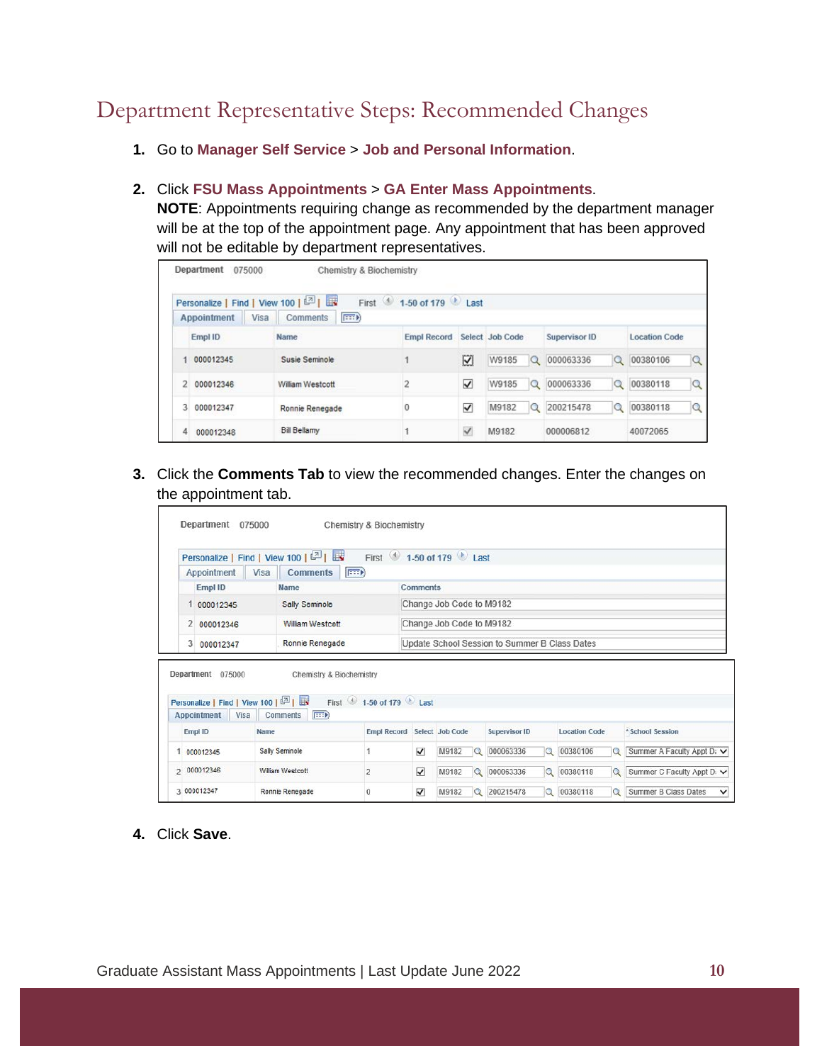# Department Representative Steps: Recommended Changes

1. Go to **Manager Self Service** > **Job and Personal Information**.

2. Click **FSU Mass Appointments** > **GA Enter Mass Appointments**.
   **NOTE**: Appointments requiring change as recommended by the department manager will be at the top of the appointment page. Any appointment that has been approved will not be editable by department representatives.

   Department 075000 Chemistry & Biochemistry

   Personalize | Find | View 100 | First 1-50 of 179 Last

   Appointment | Visa | Comments

   | | Empl ID | Name | Empl Record | Select | Job Code | Supervisor ID | Location Code |
   |---|---|---|---|---|---|---|---|
   | 1 | 000012345 | Susie Seminole | 1 | ☑ | W9185 | 000063336 | 00380106 |
   | 2 | 000012346 | William Westcott | 2 | ☑ | W9185 | 000063336 | 00380118 |
   | 3 | 000012347 | Ronnie Renegade | 0 | ☑ | M9182 | 200215478 | 00380118 |
   | 4 | 000012348 | Bill Bellamy | 1 | ☑ | M9182 | 000006812 | 40072065 |

3. Click the **Comments Tab** to view the recommended changes. Enter the changes on the appointment tab.

   Department 075000 Chemistry & Biochemistry

   Personalize | Find | View 100 | First 1-50 of 179 Last

   Appointment | Visa | Comments

   | | Empl ID | Name | Comments |
   |---|---|---|---|
   | 1 | 000012345 | Sally Seminole | Change Job Code to M9182 |
   | 2 | 000012346 | William Westcott | Change Job Code to M9182 |
   | 3 | 000012347 | Ronnie Renegade | Update School Session to Summer B Class Dates |

   Department 075000 Chemistry & Biochemistry

   Personalize | Find | View 100 | First 1-50 of 179 Last

   Appointment | Visa | Comments

   | | Empl ID | Name | Empl Record | Select | Job Code | Supervisor ID | Location Code | *School Session |
   |---|---|---|---|---|---|---|---|---|
   | 1 | 000012345 | Sally Seminole | 1 | ☑ | M9182 | 000063336 | 00380106 | Summer A Faculty Appt D |
   | 2 | 000012346 | William Westcott | 2 | ☑ | M9182 | 000063336 | 00380118 | Summer C Faculty Appt D |
   | 3 | 000012347 | Ronnie Renegade | 0 | ☑ | M9182 | 200215478 | 00380118 | Summer B Class Dates |

4. Click **Save**.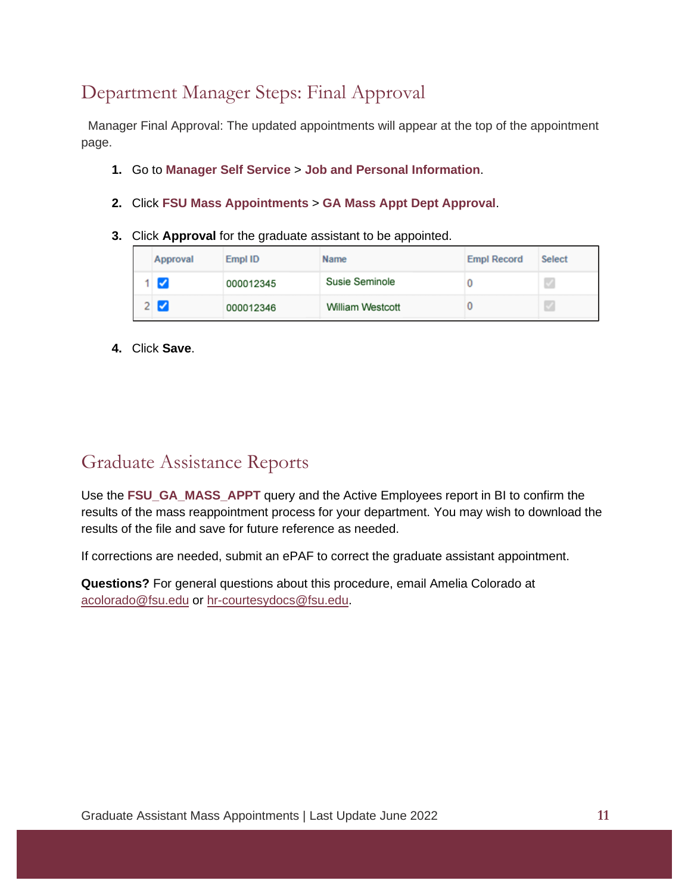## Department Manager Steps: Final Approval

Manager Final Approval: The updated appointments will appear at the top of the appointment page.

1. Go to **Manager Self Service** > **Job and Personal Information**.
2. Click **FSU Mass Appointments** > **GA Mass Appt Dept Approval**.
3. Click **Approval** for the graduate assistant to be appointed.

| | Approval | Empl ID | Name | Empl Record | Select |
|---|---|---|---|---|---|
| 1 | ☑ | 000012345 | Susie Seminole | 0 | ☑ |
| 2 | ☑ | 000012346 | William Westcott | 0 | ☑ |

4. Click **Save**.

## Graduate Assistance Reports

Use the **FSU_GA_MASS_APPT** query and the Active Employees report in BI to confirm the results of the mass reappointment process for your department. You may wish to download the results of the file and save for future reference as needed.

If corrections are needed, submit an ePAF to correct the graduate assistant appointment.

**Questions?** For general questions about this procedure, email Amelia Colorado at acolorado@fsu.edu or hr-courtesydocs@fsu.edu.